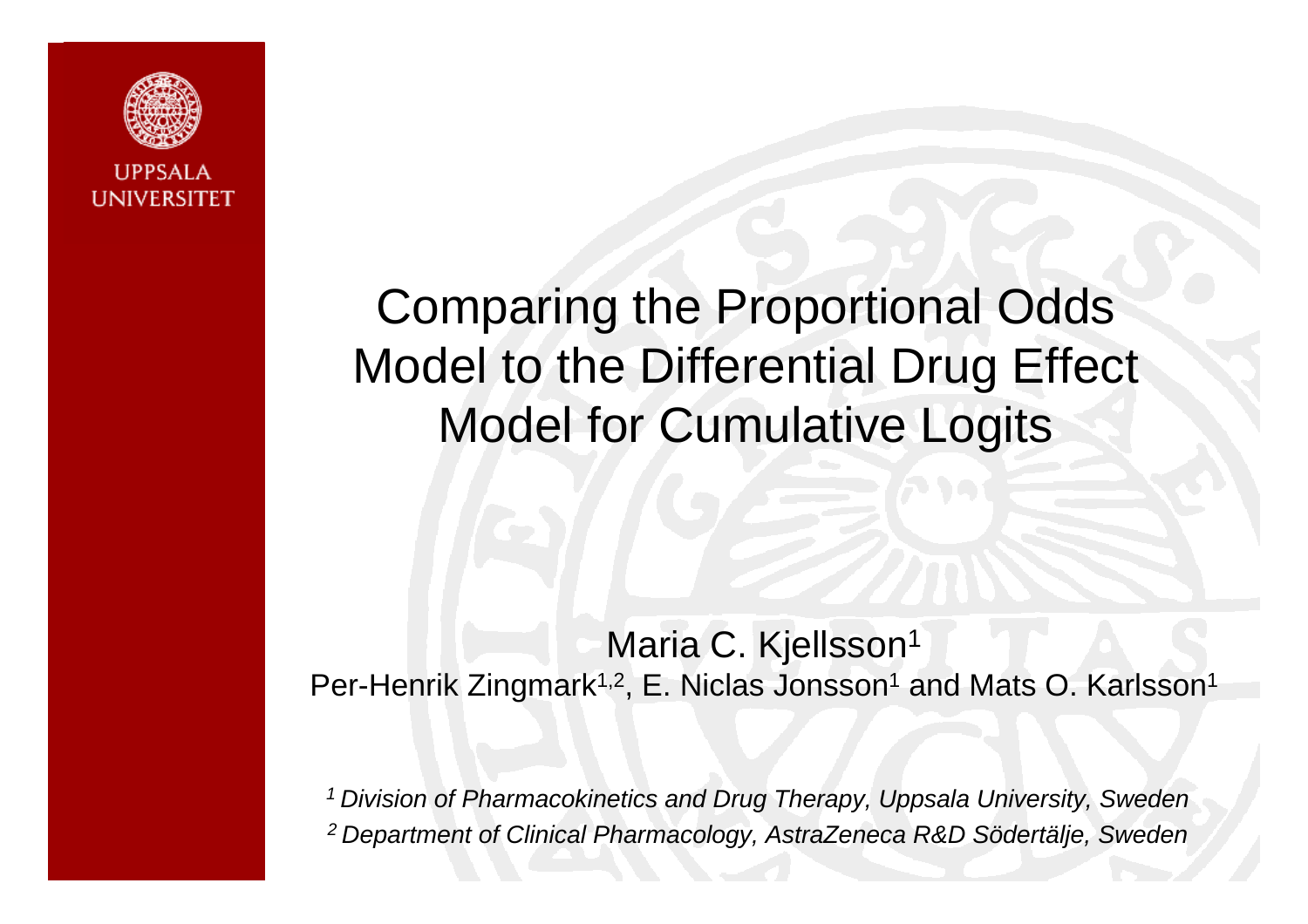UPPSALA UNIVERSITET

# Comparing the Proportional Odds Model to the Differential Drug Effect Model for Cumulative Logits

Maria C. Kjellsson[1]

Per-Henrik Zingmark[1,2], E. Niclas Jonsson[1] and Mats O. Karlsson[1]

*[1] Division of Pharmacokinetics and Drug Therapy, Uppsala University, Sweden*

*[2] Department of Clinical Pharmacology, AstraZeneca R&D Södertälje, Sweden*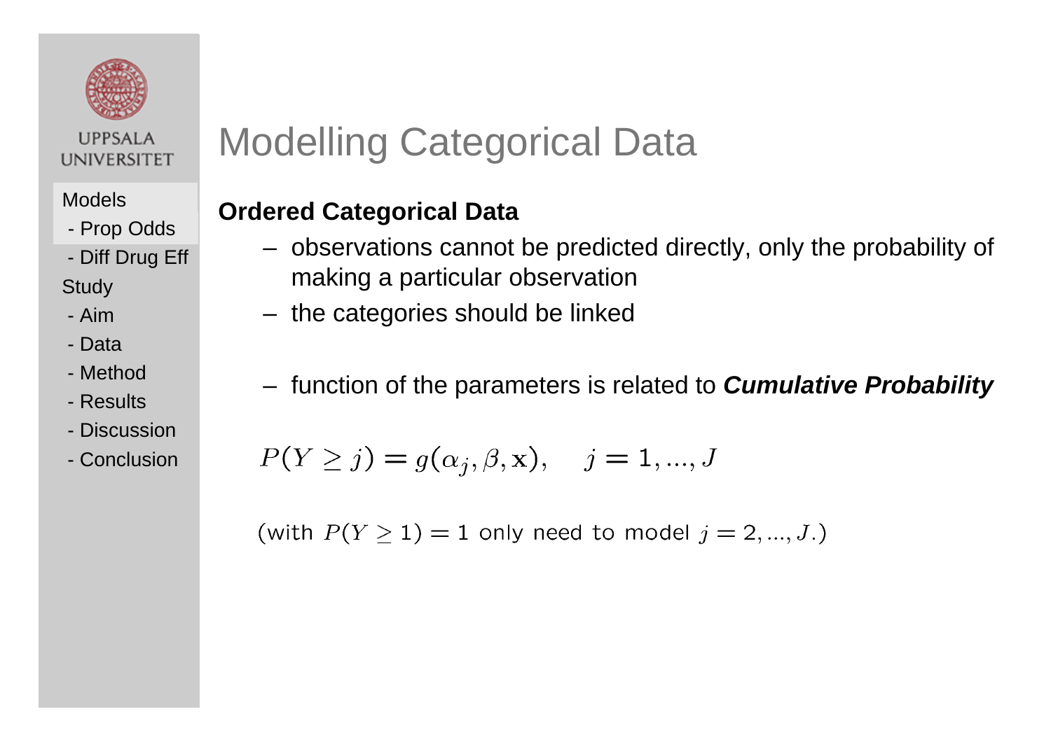# Modelling Categorical Data

**Ordered Categorical Data**

- observations cannot be predicted directly, only the probability of making a particular observation
- the categories should be linked
- function of the parameters is related to ***Cumulative Probability***

$$P(Y \geq j) = g(\alpha_j, \beta, \mathrm{x}), \quad j = 1, ..., J$$

(with $P(Y \geq 1) = 1$ only need to model $j = 2, ..., J$.)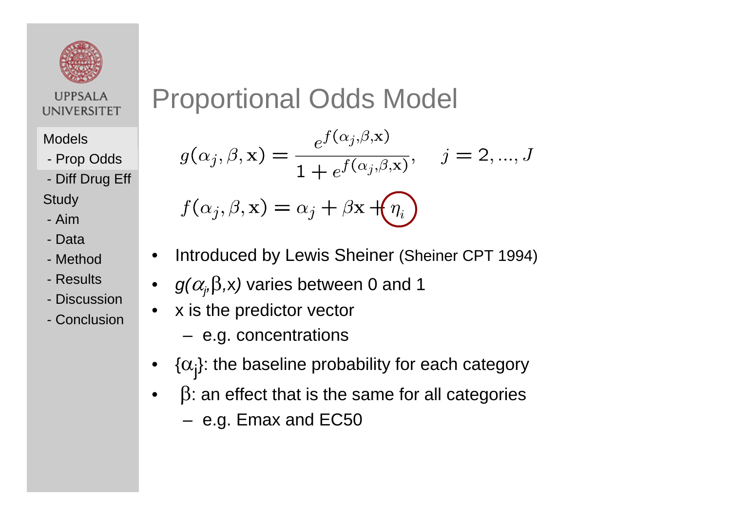# Proportional Odds Model

$$g(\alpha_j, \beta, \mathbf{x}) = \frac{e^{f(\alpha_j, \beta, \mathbf{x})}}{1 + e^{f(\alpha_j, \beta, \mathbf{x})}}, \quad j = 2, ..., J$$

$$f(\alpha_j, \beta, \mathbf{x}) = \alpha_j + \beta \mathbf{x} + \eta_i$$

- Introduced by Lewis Sheiner (Sheiner CPT 1994)
- $g(\alpha_j, \beta, x)$ varies between 0 and 1
- x is the predictor vector
  - e.g. concentrations
- $\{\alpha_j\}$: the baseline probability for each category
- $\beta$: an effect that is the same for all categories
  - e.g. Emax and EC50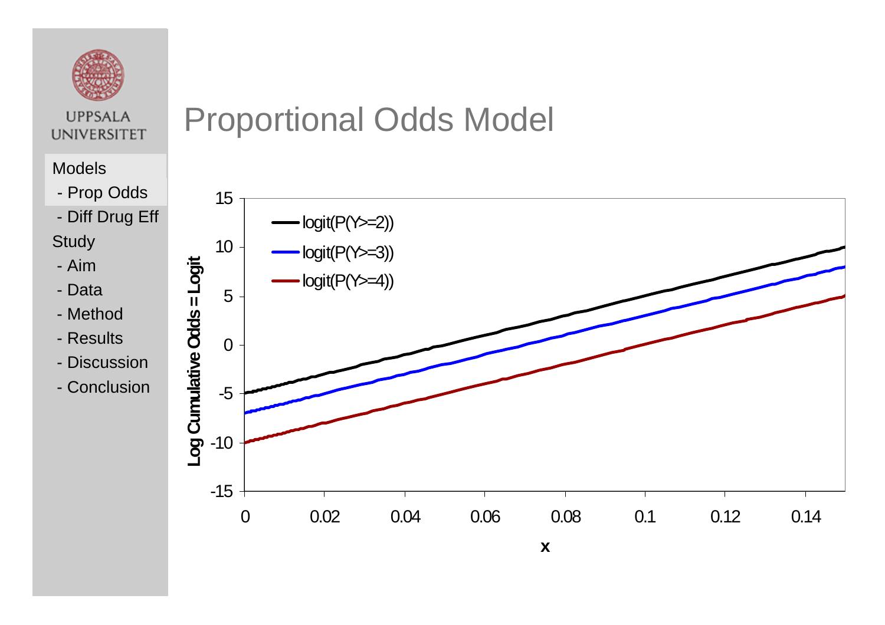# Proportional Odds Model

Models
- Prop Odds
- Diff Drug Eff

Study
- Aim
- Data
- Method
- Results
- Discussion
- Conclusion

Log Cumulative Odds = Logit

- logit(P(Y>=2))
- logit(P(Y>=3))
- logit(P(Y>=4))

x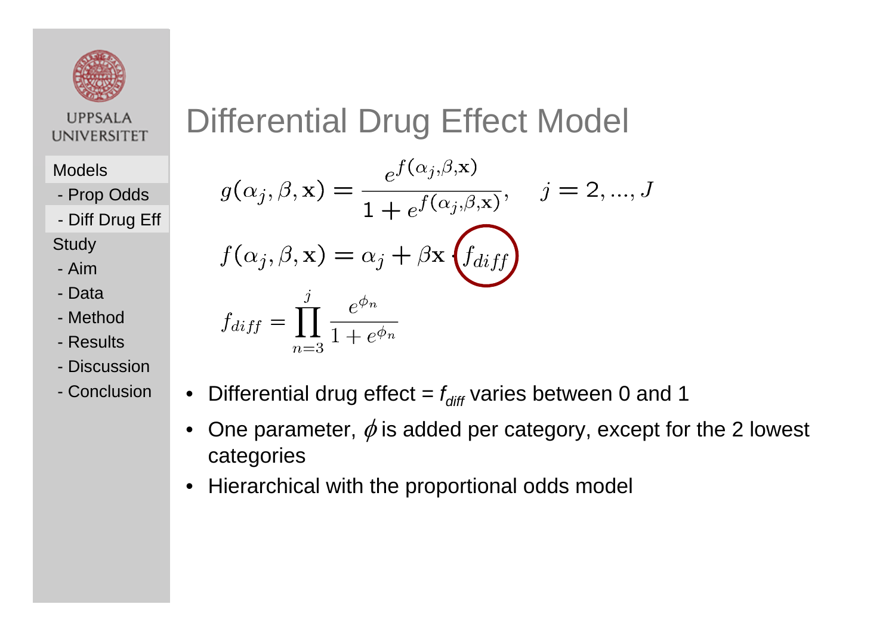Models
- Prop Odds
- Diff Drug Eff

Study
- Aim
- Data
- Method
- Results
- Discussion
- Conclusion

# Differential Drug Effect Model

$$g(\alpha_j, \beta, \mathbf{x}) = \frac{e^{f(\alpha_j, \beta, \mathbf{x})}}{1 + e^{f(\alpha_j, \beta, \mathbf{x})}}, \quad j = 2, ..., J$$

$$f(\alpha_j, \beta, \mathbf{x}) = \alpha_j + \beta \mathbf{x} \cdot f_{diff}$$

$$f_{diff} = \prod_{n=3}^{j} \frac{e^{\phi_n}}{1 + e^{\phi_n}}$$

- Differential drug effect = $f_{diff}$ varies between 0 and 1
- One parameter, $\phi$ is added per category, except for the 2 lowest categories
- Hierarchical with the proportional odds model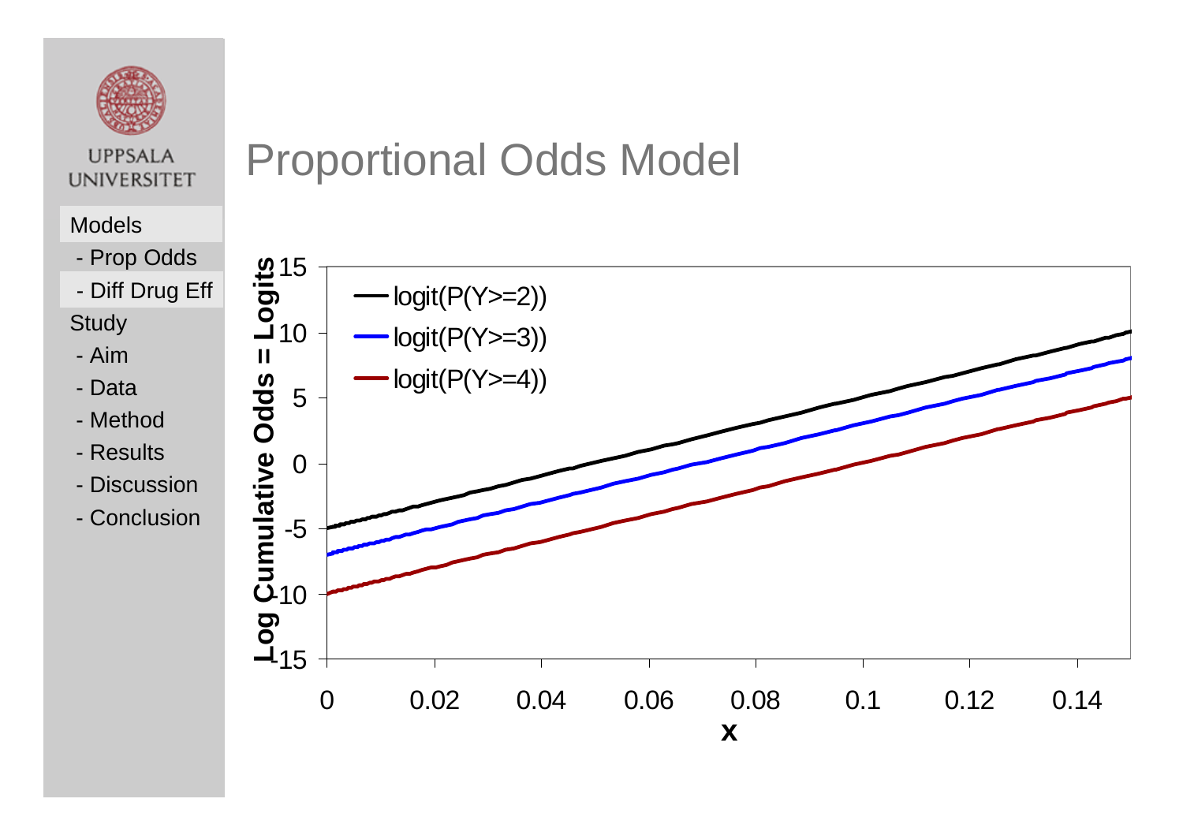UPPSALA UNIVERSITET

- Models
  - Prop Odds
  - Diff Drug Eff
- Study
  - Aim
  - Data
  - Method
  - Results
  - Discussion
  - Conclusion

# Proportional Odds Model

Log Cumulative Odds = Logits

logit(P(Y>=2))

logit(P(Y>=3))

logit(P(Y>=4))

x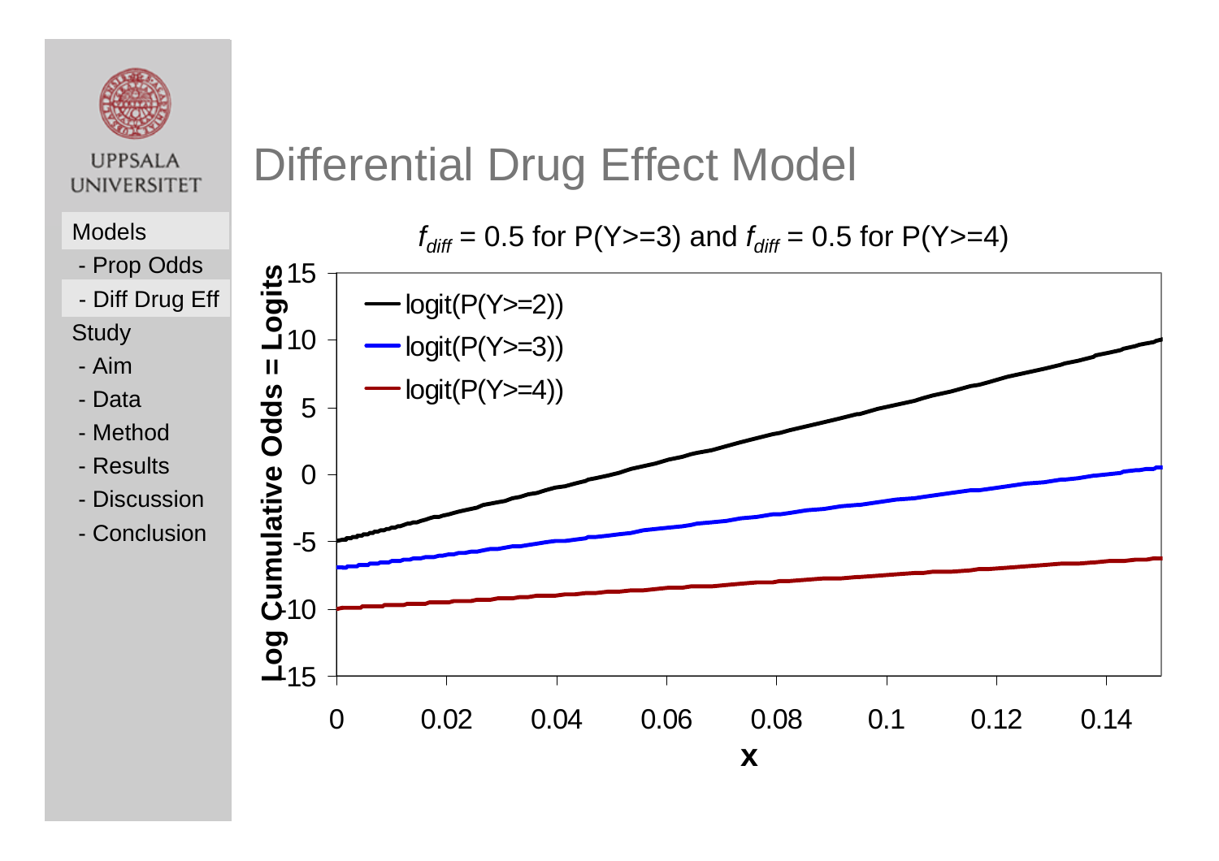# Differential Drug Effect Model

Models
- Prop Odds
- Diff Drug Eff

Study
- Aim
- Data
- Method
- Results
- Discussion
- Conclusion

$f_{diff}$ = 0.5 for P(Y>=3) and $f_{diff}$ = 0.5 for P(Y>=4)

Legend: logit(P(Y>=2)), logit(P(Y>=3)), logit(P(Y>=4))

Y-axis: Log Cumulative Odds = Logits (-15 to 15)

X-axis: x (0 to 0.14)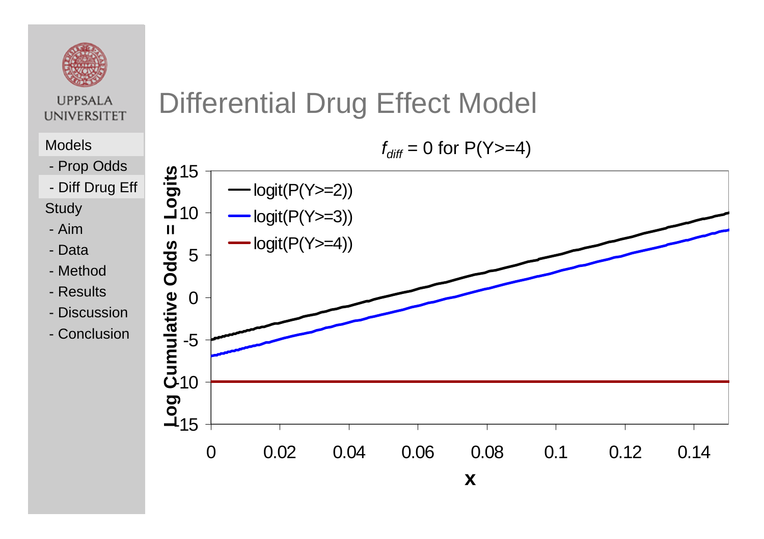# Differential Drug Effect Model

Models
- Prop Odds
- Diff Drug Eff

Study
- Aim
- Data
- Method
- Results
- Discussion
- Conclusion

$f_{diff}$ = 0 for P(Y>=4)

| x | logit(P(Y>=2)) | logit(P(Y>=3)) | logit(P(Y>=4)) |
|---|---|---|---|
| 0 | -5 | -7 | -10 |
| 0.15 | 10 | 8 | -10 |

Y-axis: Log Cumulative Odds = Logits

X-axis: x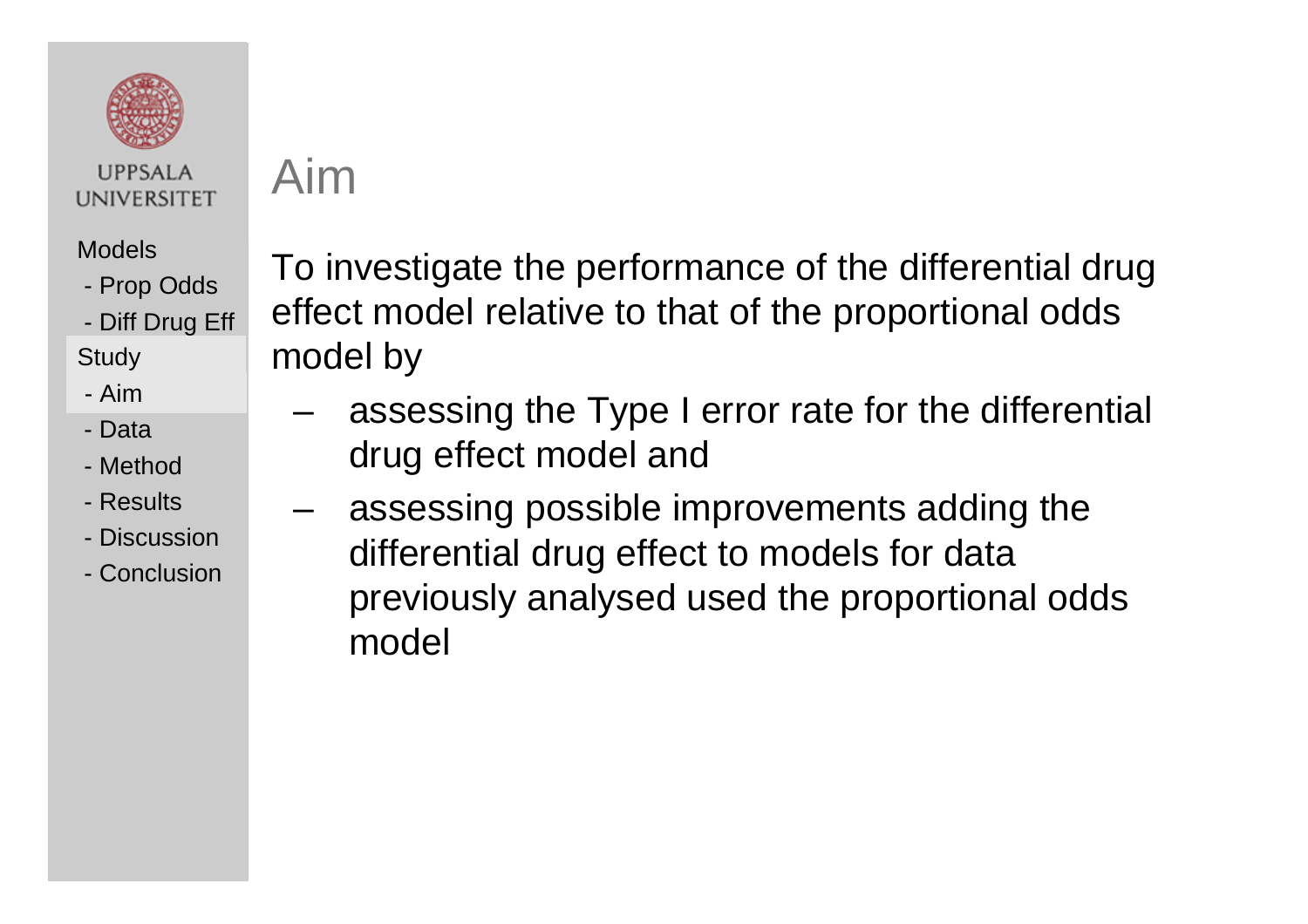# Aim

To investigate the performance of the differential drug effect model relative to that of the proportional odds model by

- assessing the Type I error rate for the differential drug effect model and
- assessing possible improvements adding the differential drug effect to models for data previously analysed used the proportional odds model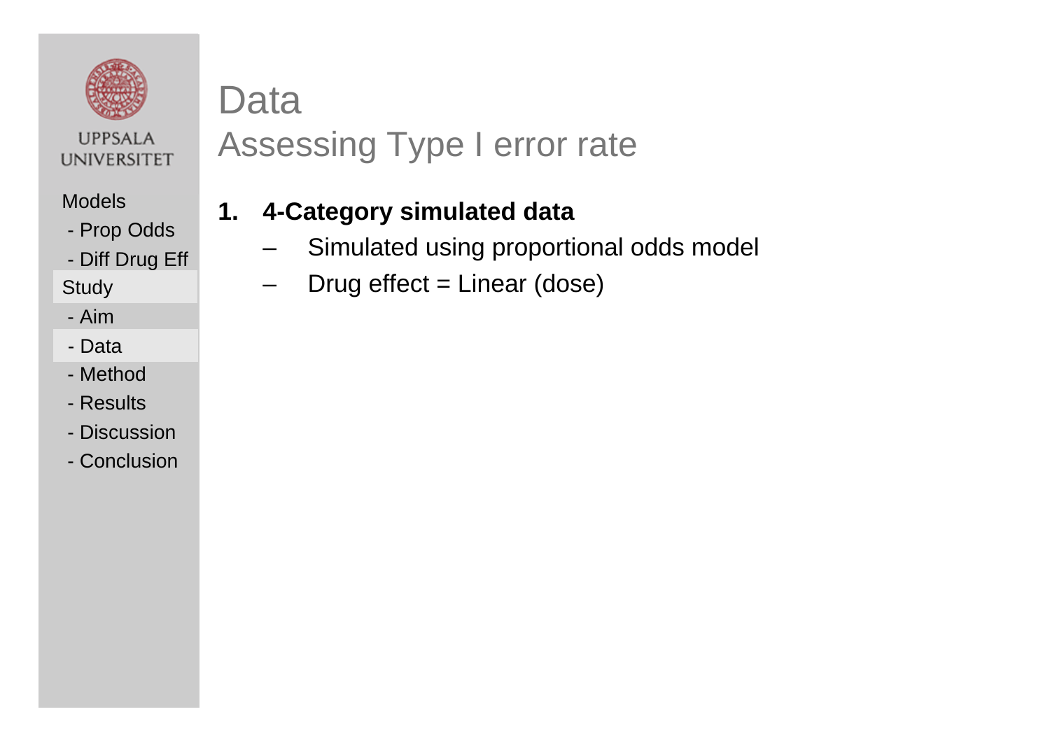# Data

## Assessing Type I error rate

Models
- Prop Odds
- Diff Drug Eff

Study
- Aim
- Data
- Method
- Results
- Discussion
- Conclusion

1. **4-Category simulated data**
   - Simulated using proportional odds model
   - Drug effect = Linear (dose)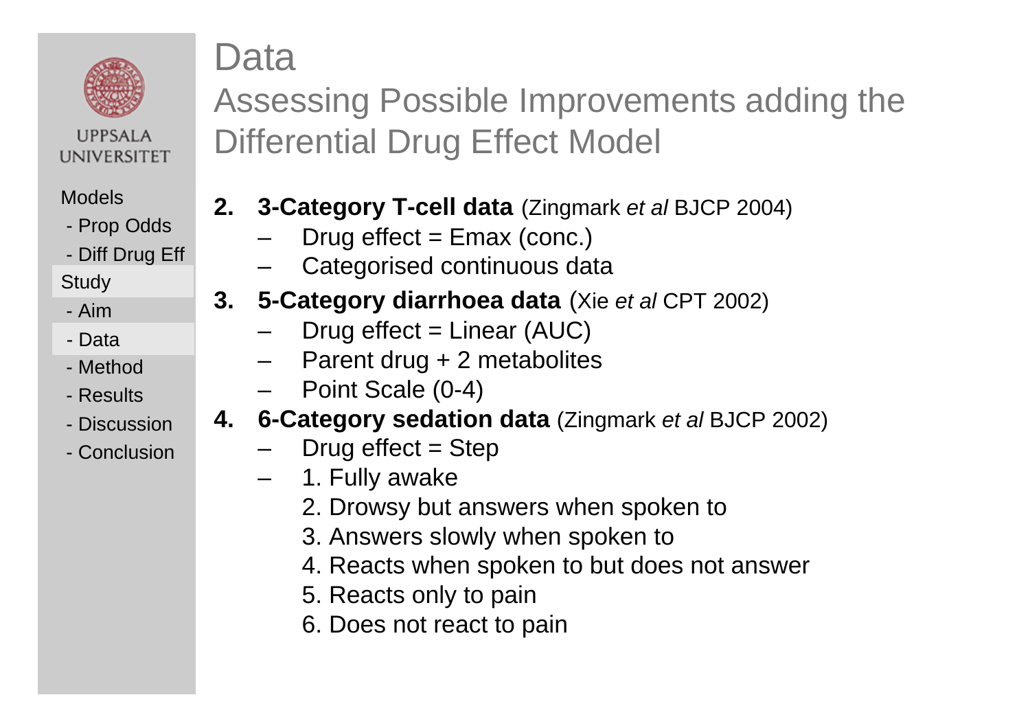# Data

## Assessing Possible Improvements adding the Differential Drug Effect Model

Models
- Prop Odds
- Diff Drug Eff

Study
- Aim
- Data
- Method
- Results
- Discussion
- Conclusion

2. **3-Category T-cell data** (Zingmark *et al* BJCP 2004)
   - Drug effect = Emax (conc.)
   - Categorised continuous data
3. **5-Category diarrhoea data** (Xie *et al* CPT 2002)
   - Drug effect = Linear (AUC)
   - Parent drug + 2 metabolites
   - Point Scale (0-4)
4. **6-Category sedation data** (Zingmark *et al* BJCP 2002)
   - Drug effect = Step
   - 1. Fully awake
     2. Drowsy but answers when spoken to
     3. Answers slowly when spoken to
     4. Reacts when spoken to but does not answer
     5. Reacts only to pain
     6. Does not react to pain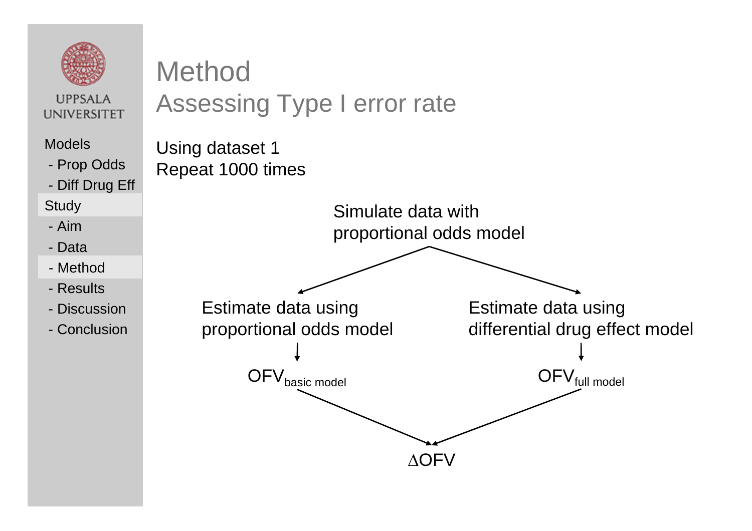# Method

## Assessing Type I error rate

Models
- Prop Odds
- Diff Drug Eff

Study
- Aim
- Data
- Method
- Results
- Discussion
- Conclusion

Using dataset 1
Repeat 1000 times

Simulate data with proportional odds model

Estimate data using proportional odds model → $OFV_{\text{basic model}}$

Estimate data using differential drug effect model → $OFV_{\text{full model}}$

$\Delta OFV$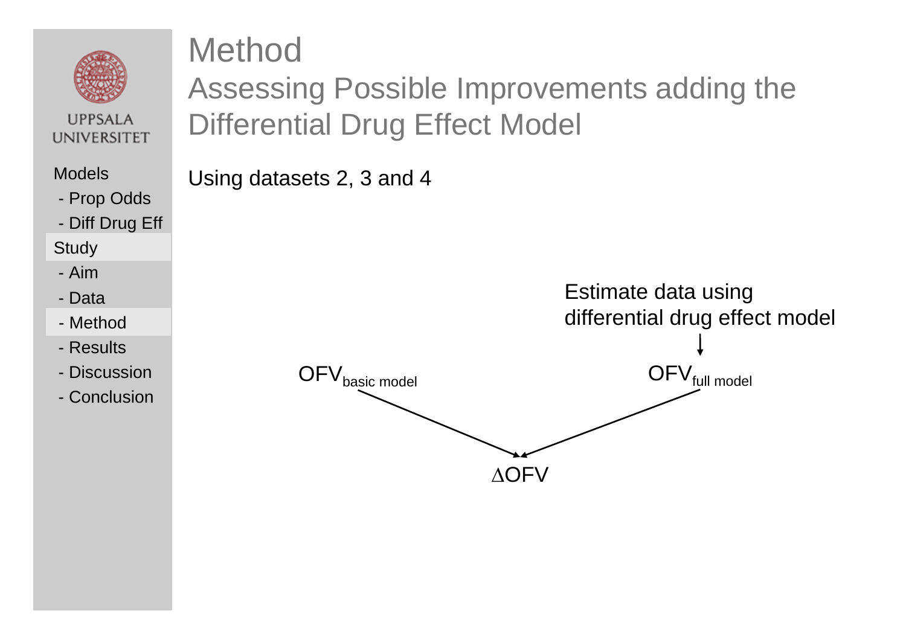# Method

## Assessing Possible Improvements adding the Differential Drug Effect Model

Models
- Prop Odds
- Diff Drug Eff

Study
- Aim
- Data
- Method
- Results
- Discussion
- Conclusion

Using datasets 2, 3 and 4

Estimate data using differential drug effect model

$OFV_{basic\ model}$ → $\Delta OFV$ ← $OFV_{full\ model}$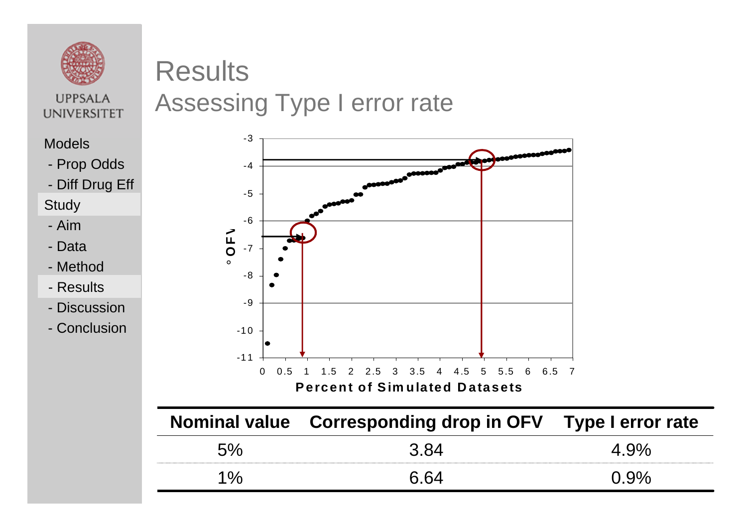UPPSALA UNIVERSITET

Models
- Prop Odds
- Diff Drug Eff

Study
- Aim
- Data
- Method
- Results
- Discussion
- Conclusion

# Results
## Assessing Type I error rate

| Nominal value | Corresponding drop in OFV | Type I error rate |
|---|---|---|
| 5% | 3.84 | 4.9% |
| 1% | 6.64 | 0.9% |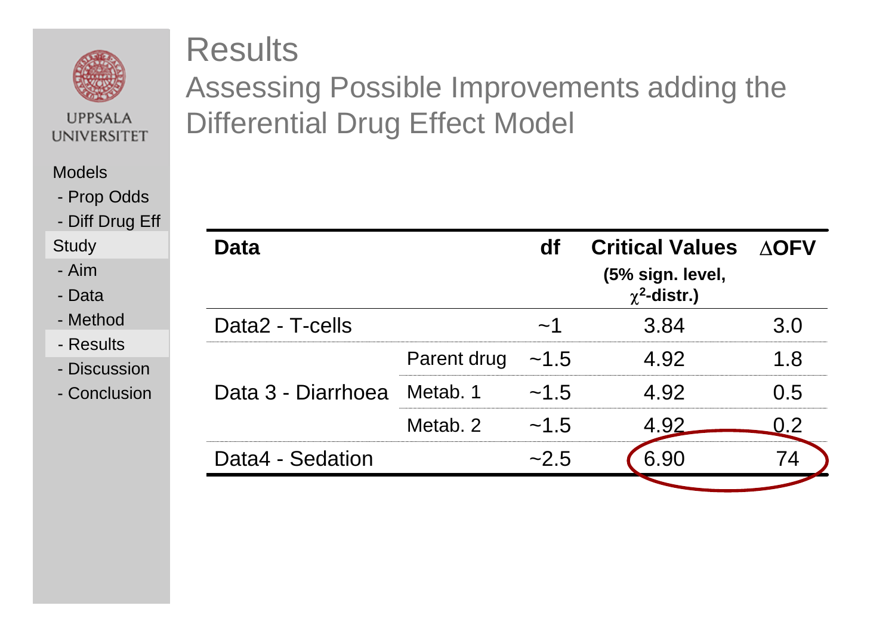# Results

## Assessing Possible Improvements adding the Differential Drug Effect Model

Models
- Prop Odds
- Diff Drug Eff

Study
- Aim
- Data
- Method
- Results
- Discussion
- Conclusion

| **Data** | | **df** | **Critical Values** (5% sign. level, $\chi^2$-distr.) | **ΔOFV** |
|---|---|---|---|---|
| Data2 - T-cells | | ~1 | 3.84 | 3.0 |
| Data 3 - Diarrhoea | Parent drug | ~1.5 | 4.92 | 1.8 |
| | Metab. 1 | ~1.5 | 4.92 | 0.5 |
| | Metab. 2 | ~1.5 | 4.92 | 0.2 |
| Data4 - Sedation | | ~2.5 | 6.90 | 74 |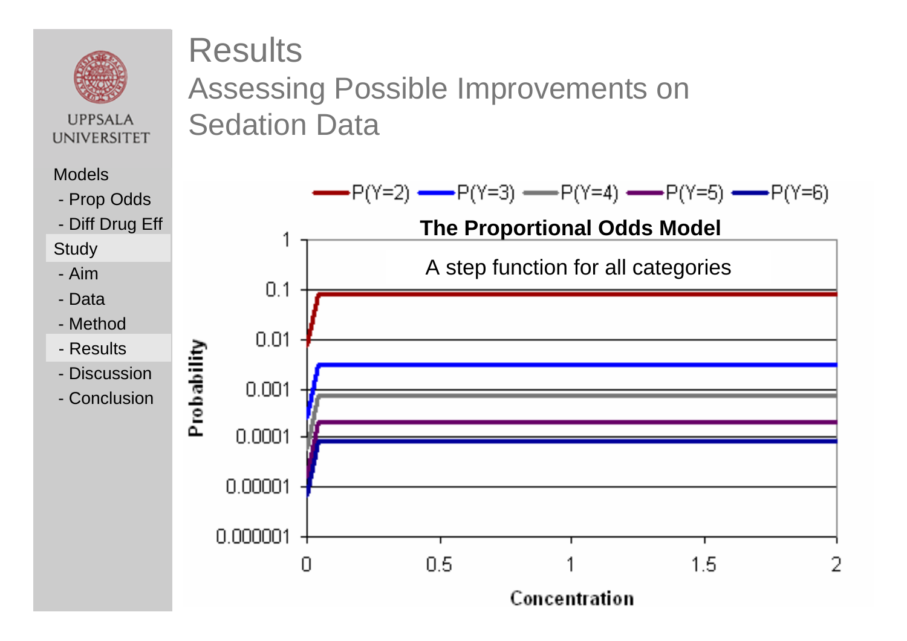# Results

## Assessing Possible Improvements on Sedation Data

UPPSALA UNIVERSITET

Models
- Prop Odds
- Diff Drug Eff

Study
- Aim
- Data
- Method
- Results
- Discussion
- Conclusion

**The Proportional Odds Model**

A step function for all categories

P(Y=2) P(Y=3) P(Y=4) P(Y=5) P(Y=6)

Probability: 1, 0.1, 0.01, 0.001, 0.0001, 0.00001, 0.000001

Concentration: 0, 0.5, 1, 1.5, 2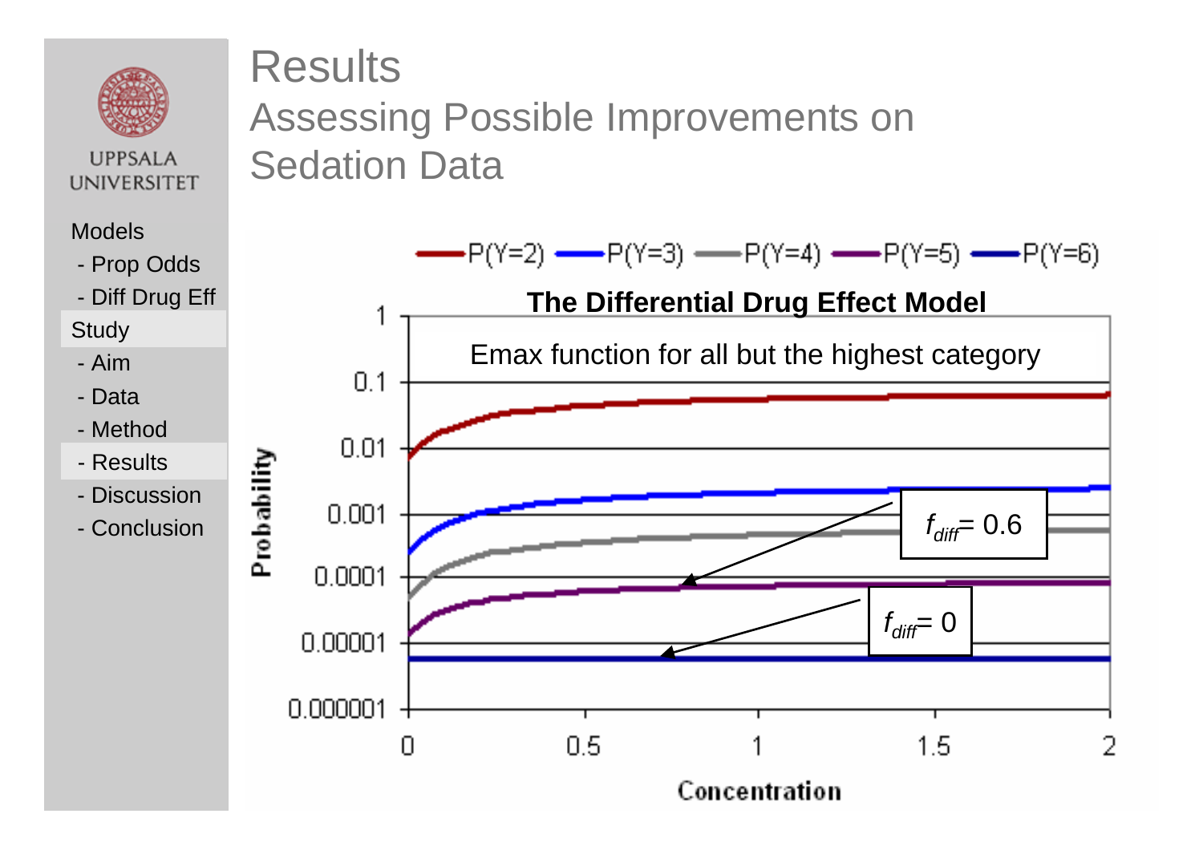# Results

## Assessing Possible Improvements on Sedation Data

- Models
  - Prop Odds
  - Diff Drug Eff
- Study
  - Aim
  - Data
  - Method
  - Results
  - Discussion
  - Conclusion

**The Differential Drug Effect Model**

Emax function for all but the highest category

P(Y=2) P(Y=3) P(Y=4) P(Y=5) P(Y=6)

$f_{diff}$= 0.6

$f_{diff}$= 0

Probability

Concentration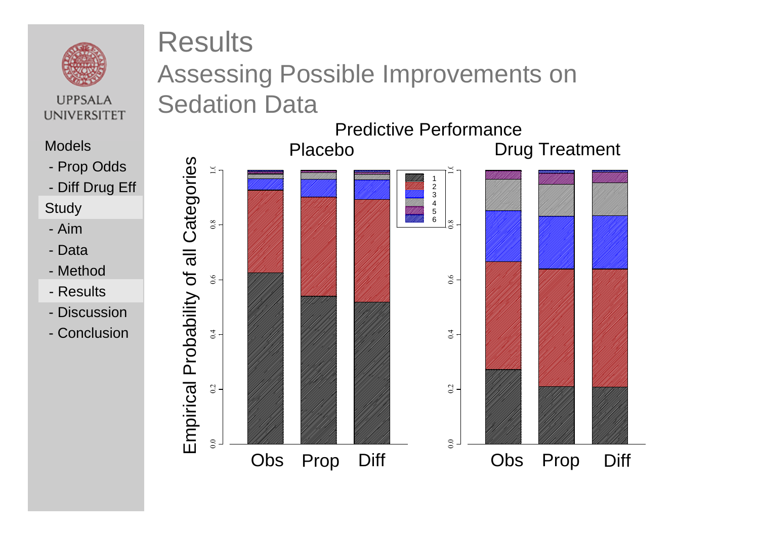# Results

## Assessing Possible Improvements on Sedation Data

Models

- Prop Odds
- Diff Drug Eff

Study

- Aim
- Data
- Method
- Results
- Discussion
- Conclusion

Predictive Performance

Placebo

Drug Treatment

Empirical Probability of all Categories

Obs Prop Diff

Obs Prop Diff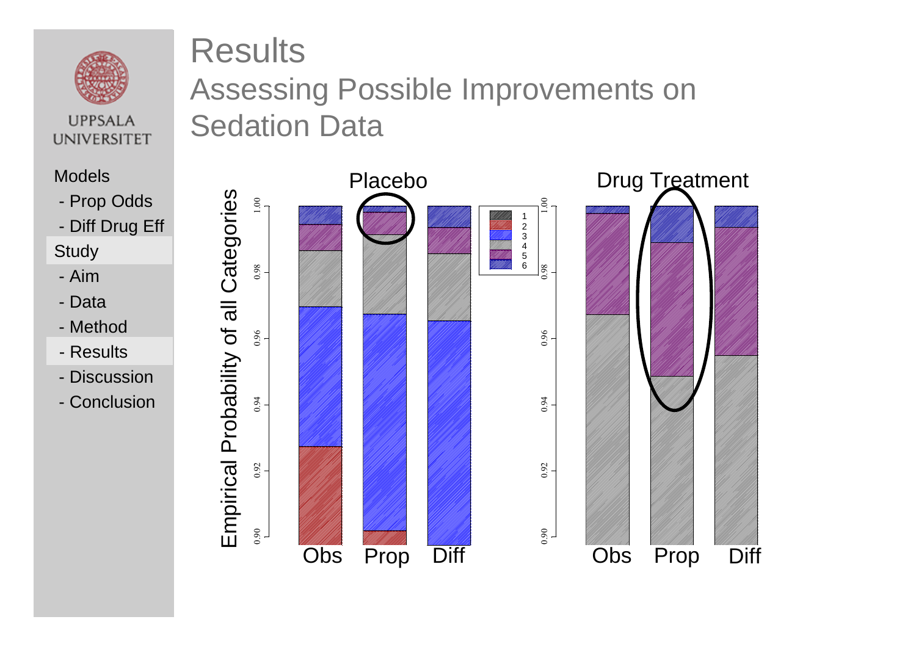# Results

## Assessing Possible Improvements on Sedation Data

Models
- Prop Odds
- Diff Drug Eff

Study
- Aim
- Data
- Method
- Results
- Discussion
- Conclusion

Placebo

Drug Treatment

Empirical Probability of all Categories

Obs Prop Diff

Obs Prop Diff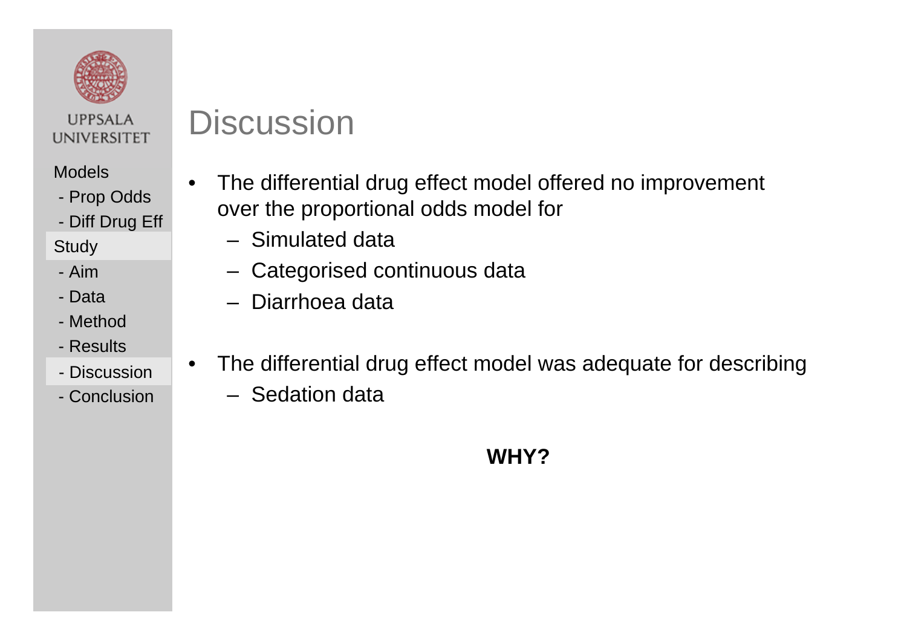# Discussion

- The differential drug effect model offered no improvement over the proportional odds model for
  - Simulated data
  - Categorised continuous data
  - Diarrhoea data

- The differential drug effect model was adequate for describing
  - Sedation data

**WHY?**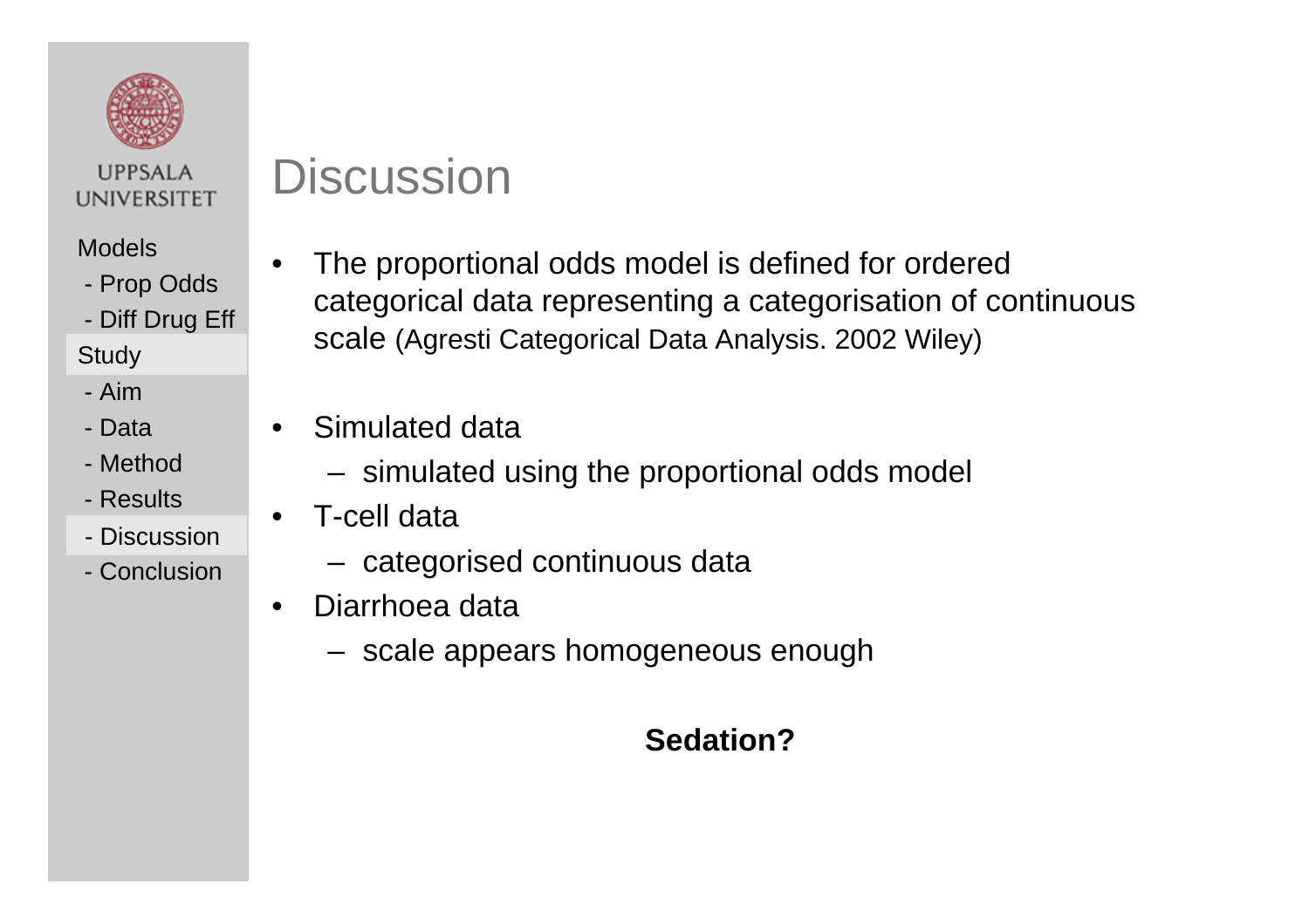# Discussion

- The proportional odds model is defined for ordered categorical data representing a categorisation of continuous scale (Agresti Categorical Data Analysis. 2002 Wiley)

- Simulated data
  - simulated using the proportional odds model
- T-cell data
  - categorised continuous data
- Diarrhoea data
  - scale appears homogeneous enough

**Sedation?**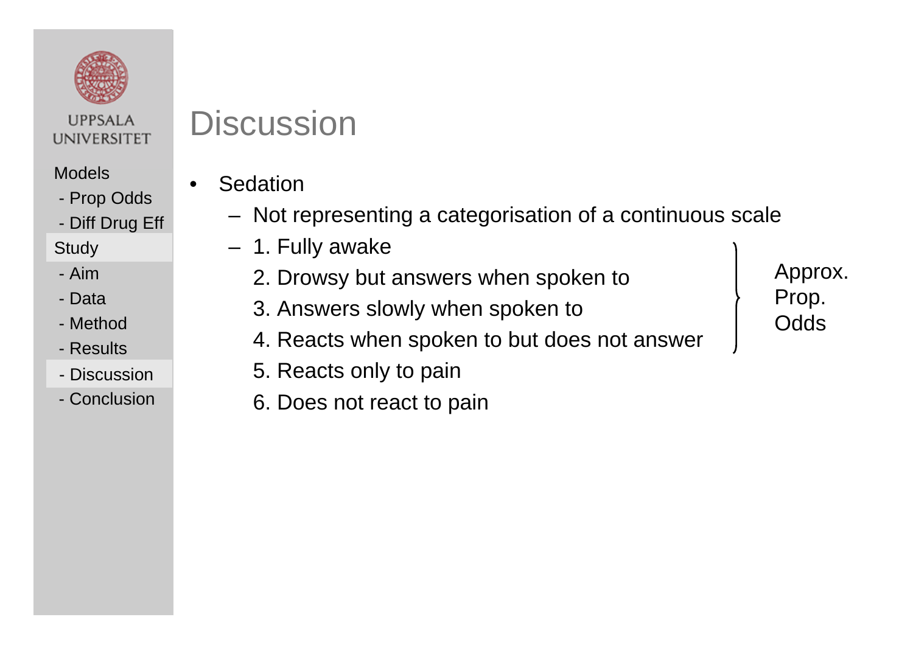# Discussion

- Sedation
  - Not representing a categorisation of a continuous scale
  - 1. Fully awake
    2. Drowsy but answers when spoken to
    3. Answers slowly when spoken to
    4. Reacts when spoken to but does not answer
    5. Reacts only to pain
    6. Does not react to pain

Approx. Prop. Odds (items 1–4)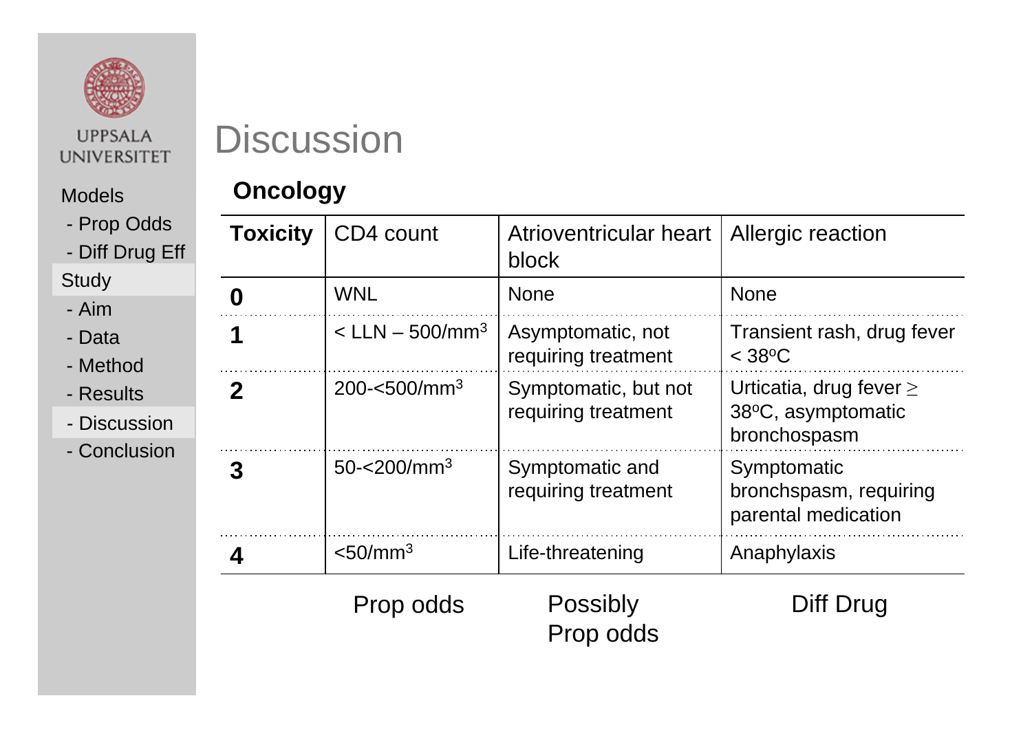# Discussion

## Oncology

| Toxicity | CD4 count | Atrioventricular heart block | Allergic reaction |
|---|---|---|---|
| **0** | WNL | None | None |
| **1** | < LLN – 500/mm$^3$ | Asymptomatic, not requiring treatment | Transient rash, drug fever < 38$^o$C |
| **2** | 200-<500/mm$^3$ | Symptomatic, but not requiring treatment | Urticatia, drug fever ≥ 38$^o$C, asymptomatic bronchospasm |
| **3** | 50-<200/mm$^3$ | Symptomatic and requiring treatment | Symptomatic bronchspasm, requiring parental medication |
| **4** | <50/mm$^3$ | Life-threatening | Anaphylaxis |
| | Prop odds | Possibly Prop odds | Diff Drug |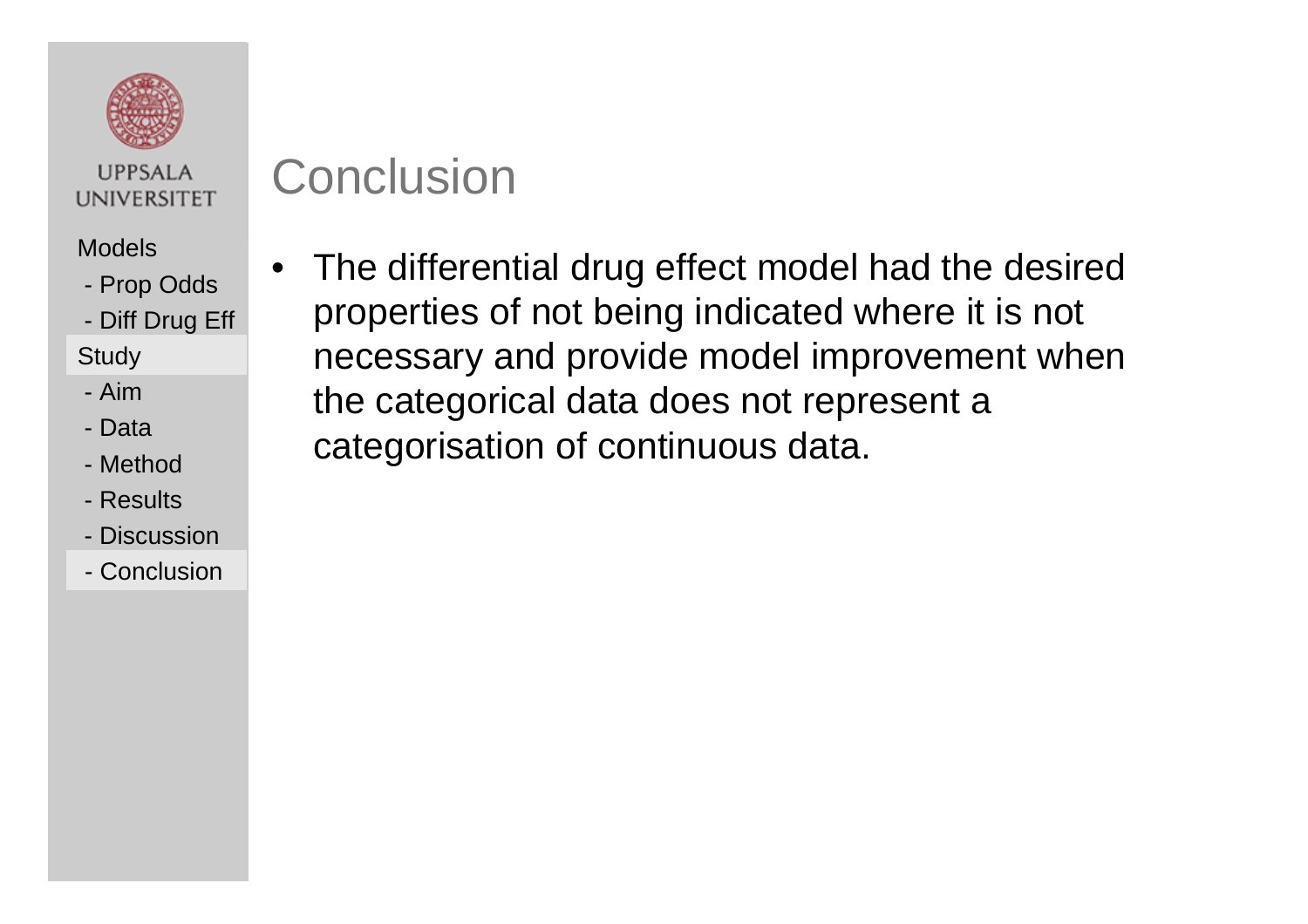# Conclusion

- The differential drug effect model had the desired properties of not being indicated where it is not necessary and provide model improvement when the categorical data does not represent a categorisation of continuous data.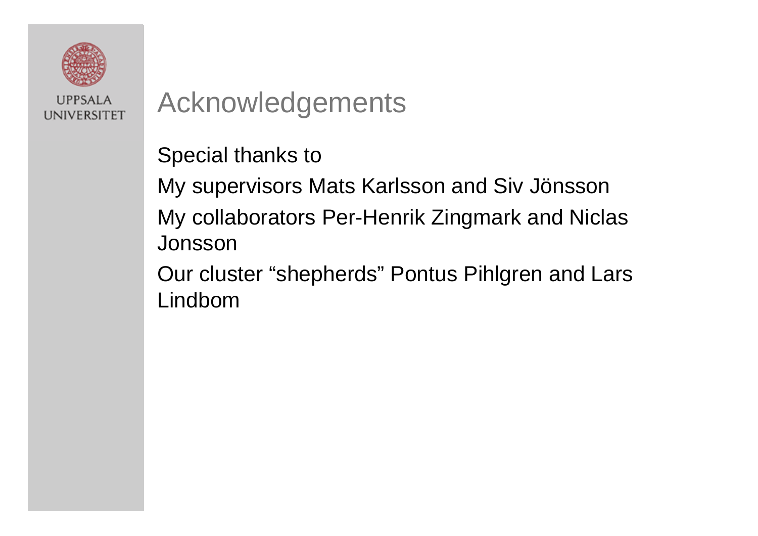# Acknowledgements

Special thanks to

My supervisors Mats Karlsson and Siv Jönsson

My collaborators Per-Henrik Zingmark and Niclas Jonsson

Our cluster “shepherds” Pontus Pihlgren and Lars Lindbom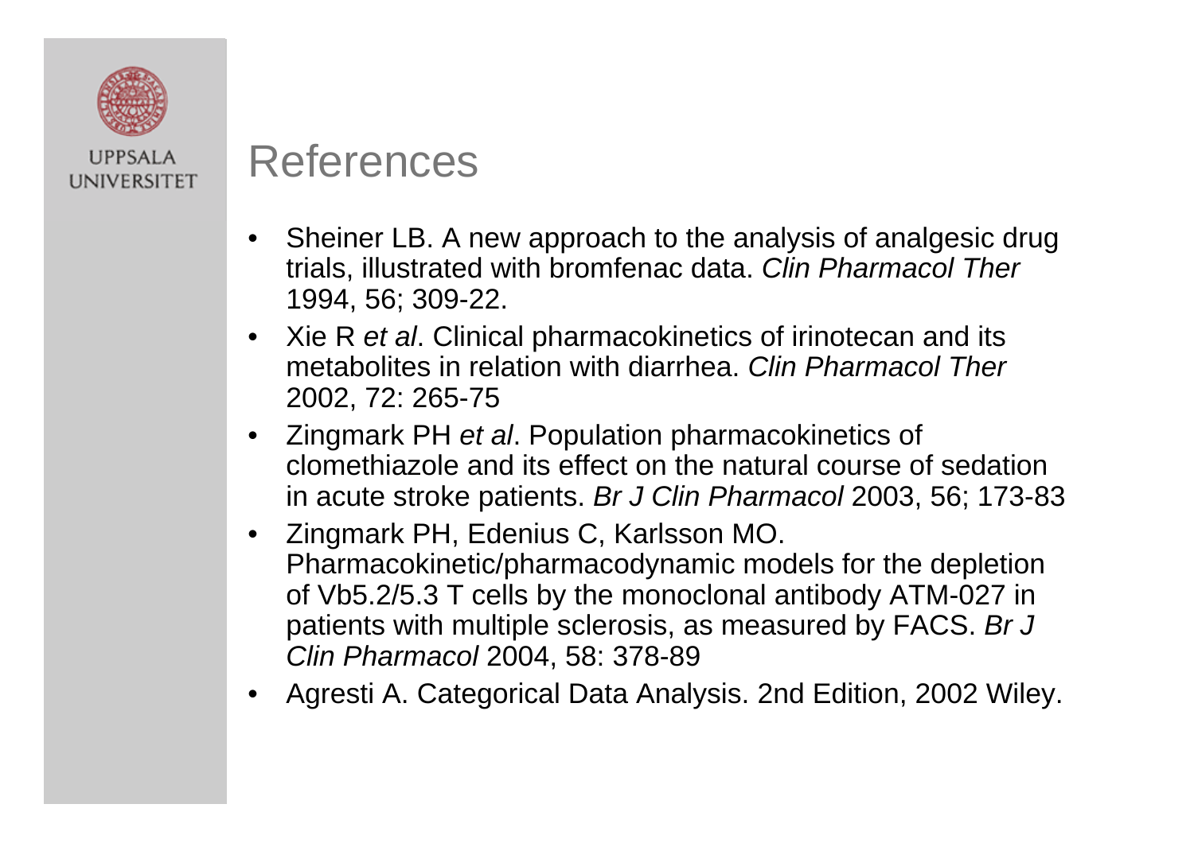# References

- Sheiner LB. A new approach to the analysis of analgesic drug trials, illustrated with bromfenac data. *Clin Pharmacol Ther* 1994, 56; 309-22.
- Xie R *et al*. Clinical pharmacokinetics of irinotecan and its metabolites in relation with diarrhea. *Clin Pharmacol Ther* 2002, 72: 265-75
- Zingmark PH *et al*. Population pharmacokinetics of clomethiazole and its effect on the natural course of sedation in acute stroke patients. *Br J Clin Pharmacol* 2003, 56; 173-83
- Zingmark PH, Edenius C, Karlsson MO. Pharmacokinetic/pharmacodynamic models for the depletion of Vb5.2/5.3 T cells by the monoclonal antibody ATM-027 in patients with multiple sclerosis, as measured by FACS. *Br J Clin Pharmacol* 2004, 58: 378-89
- Agresti A. Categorical Data Analysis. 2nd Edition, 2002 Wiley.